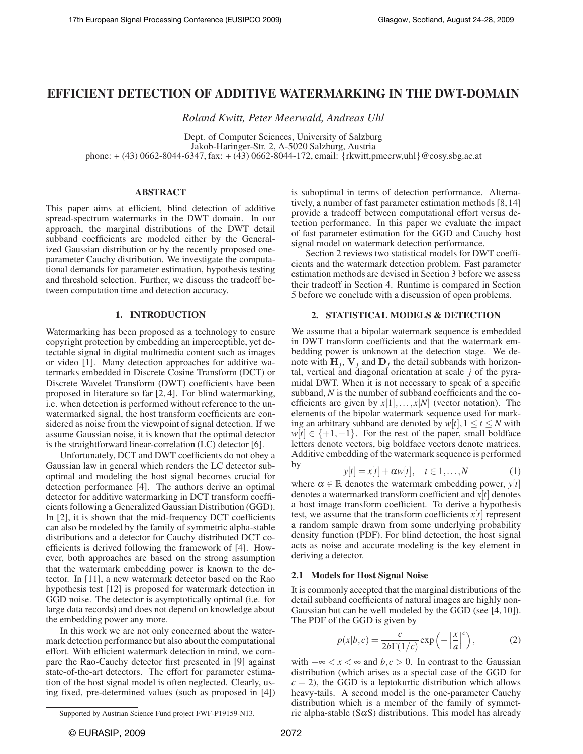# EFFICIENT DETECTION OF ADDITIVE WATERMARKING IN THE DWT-DOMAIN

*Roland Kwitt, Peter Meerwald, Andreas Uhl*

Dept. of Computer Sciences, University of Salzburg
Jakob-Haringer-Str. 2, A-5020 Salzburg, Austria
phone: + (43) 0662-8044-6347, fax: + (43) 0662-8044-172, email: {rkwitt,pmeerw,uhl}@cosy.sbg.ac.at

## ABSTRACT

This paper aims at efficient, blind detection of additive spread-spectrum watermarks in the DWT domain. In our approach, the marginal distributions of the DWT detail subband coefficients are modeled either by the Generalized Gaussian distribution or by the recently proposed one-parameter Cauchy distribution. We investigate the computational demands for parameter estimation, hypothesis testing and threshold selection. Further, we discuss the tradeoff between computation time and detection accuracy.

## 1. INTRODUCTION

Watermarking has been proposed as a technology to ensure copyright protection by embedding an imperceptible, yet detectable signal in digital multimedia content such as images or video [1]. Many detection approaches for additive watermarks embedded in Discrete Cosine Transform (DCT) or Discrete Wavelet Transform (DWT) coefficients have been proposed in literature so far [2, 4]. For blind watermarking, i.e. when detection is performed without reference to the unwatermarked signal, the host transform coefficients are considered as noise from the viewpoint of signal detection. If we assume Gaussian noise, it is known that the optimal detector is the straightforward linear-correlation (LC) detector [6].

Unfortunately, DCT and DWT coefficients do not obey a Gaussian law in general which renders the LC detector suboptimal and modeling the host signal becomes crucial for detection performance [4]. The authors derive an optimal detector for additive watermarking in DCT transform coefficients following a Generalized Gaussian Distribution (GGD). In [2], it is shown that the mid-frequency DCT coefficients can also be modeled by the family of symmetric alpha-stable distributions and a detector for Cauchy distributed DCT coefficients is derived following the framework of [4]. However, both approaches are based on the strong assumption that the watermark embedding power is known to the detector. In [11], a new watermark detector based on the Rao hypothesis test [12] is proposed for watermark detection in GGD noise. The detector is asymptotically optimal (i.e. for large data records) and does not depend on knowledge about the embedding power any more.

In this work we are not only concerned about the watermark detection performance but also about the computational effort. With efficient watermark detection in mind, we compare the Rao-Cauchy detector first presented in [9] against state-of-the-art detectors. The effort for parameter estimation of the host signal model is often neglected. Clearly, using fixed, pre-determined values (such as proposed in [4]) is suboptimal in terms of detection performance. Alternatively, a number of fast parameter estimation methods [8, 14] provide a tradeoff between computational effort versus detection performance. In this paper we evaluate the impact of fast parameter estimation for the GGD and Cauchy host signal model on watermark detection performance.

Section 2 reviews two statistical models for DWT coefficients and the watermark detection problem. Fast parameter estimation methods are devised in Section 3 before we assess their tradeoff in Section 4. Runtime is compared in Section 5 before we conclude with a discussion of open problems.

## 2. STATISTICAL MODELS & DETECTION

We assume that a bipolar watermark sequence is embedded in DWT transform coefficients and that the watermark embedding power is unknown at the detection stage. We denote with $\mathbf{H}_j$, $\mathbf{V}_j$ and $\mathbf{D}_j$ the detail subbands with horizontal, vertical and diagonal orientation at scale $j$ of the pyramidal DWT. When it is not necessary to speak of a specific subband, $N$ is the number of subband coefficients and the coefficients are given by $x[1],\ldots,x[N]$ (vector notation). The elements of the bipolar watermark sequence used for marking an arbitrary subband are denoted by $w[t], 1 \leq t \leq N$ with $w[t] \in \{+1,-1\}$. For the rest of the paper, small boldface letters denote vectors, big boldface vectors denote matrices. Additive embedding of the watermark sequence is performed by

$$y[t] = x[t] + \alpha w[t], \quad t \in 1,\ldots,N \tag{1}$$

where $\alpha \in \mathbb{R}$ denotes the watermark embedding power, $y[t]$ denotes a watermarked transform coefficient and $x[t]$ denotes a host image transform coefficient. To derive a hypothesis test, we assume that the transform coefficients $x[t]$ represent a random sample drawn from some underlying probability density function (PDF). For blind detection, the host signal acts as noise and accurate modeling is the key element in deriving a detector.

### 2.1 Models for Host Signal Noise

It is commonly accepted that the marginal distributions of the detail subband coefficients of natural images are highly non-Gaussian but can be well modeled by the GGD (see [4, 10]). The PDF of the GGD is given by

$$p(x|b,c) = \frac{c}{2b\Gamma(1/c)} \exp\left(-\left|\frac{x}{a}\right|^c\right), \tag{2}$$

with $-\infty < x < \infty$ and $b, c > 0$. In contrast to the Gaussian distribution (which arises as a special case of the GGD for $c = 2$), the GGD is a leptokurtic distribution which allows heavy-tails. A second model is the one-parameter Cauchy distribution which is a member of the family of symmetric alpha-stable (S$\alpha$S) distributions. This model has already

Supported by Austrian Science Fund project FWF-P19159-N13.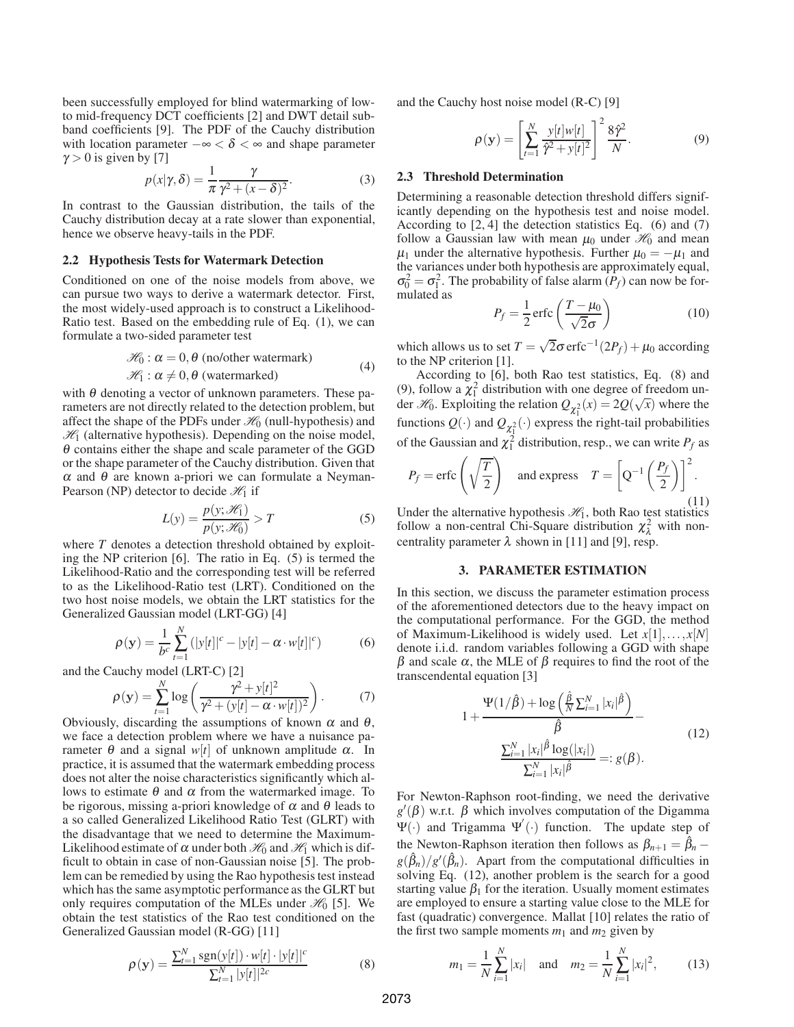been successfully employed for blind watermarking of low- to mid-frequency DCT coefficients [2] and DWT detail subband coefficients [9]. The PDF of the Cauchy distribution with location parameter $-\infty < \delta < \infty$ and shape parameter $\gamma > 0$ is given by [7]

$$p(x|\gamma,\delta) = \frac{1}{\pi}\frac{\gamma}{\gamma^2 + (x-\delta)^2}. \tag{3}$$

In contrast to the Gaussian distribution, the tails of the Cauchy distribution decay at a rate slower than exponential, hence we observe heavy-tails in the PDF.

### 2.2 Hypothesis Tests for Watermark Detection

Conditioned on one of the noise models from above, we can pursue two ways to derive a watermark detector. First, the most widely-used approach is to construct a Likelihood-Ratio test. Based on the embedding rule of Eq. (1), we can formulate a two-sided parameter test

$$\begin{aligned} \mathcal{H}_0 &: \alpha = 0, \theta \text{ (no/other watermark)} \\ \mathcal{H}_1 &: \alpha \neq 0, \theta \text{ (watermarked)} \end{aligned} \tag{4}$$

with $\theta$ denoting a vector of unknown parameters. These parameters are not directly related to the detection problem, but affect the shape of the PDFs under $\mathcal{H}_0$ (null-hypothesis) and $\mathcal{H}_1$ (alternative hypothesis). Depending on the noise model, $\theta$ contains either the shape and scale parameter of the GGD or the shape parameter of the Cauchy distribution. Given that $\alpha$ and $\theta$ are known a-priori we can formulate a Neyman-Pearson (NP) detector to decide $\mathcal{H}_1$ if

$$L(y) = \frac{p(y;\mathcal{H}_1)}{p(y;\mathcal{H}_0)} > T \tag{5}$$

where $T$ denotes a detection threshold obtained by exploiting the NP criterion [6]. The ratio in Eq. (5) is termed the Likelihood-Ratio and the corresponding test will be referred to as the Likelihood-Ratio test (LRT). Conditioned on the two host noise models, we obtain the LRT statistics for the Generalized Gaussian model (LRT-GG) [4]

$$\rho(\mathbf{y}) = \frac{1}{b^c}\sum_{t=1}^{N}\left(|y[t]|^c - |y[t] - \alpha \cdot w[t]|^c\right) \tag{6}$$

and the Cauchy model (LRT-C) [2]

$$\rho(\mathbf{y}) = \sum_{t=1}^{N}\log\left(\frac{\gamma^2 + y[t]^2}{\gamma^2 + (y[t] - \alpha \cdot w[t])^2}\right). \tag{7}$$

Obviously, discarding the assumptions of known $\alpha$ and $\theta$, we face a detection problem where we have a nuisance parameter $\theta$ and a signal $w[t]$ of unknown amplitude $\alpha$. In practice, it is assumed that the watermark embedding process does not alter the noise characteristics significantly which allows to estimate $\theta$ and $\alpha$ from the watermarked image. To be rigorous, missing a-priori knowledge of $\alpha$ and $\theta$ leads to a so called Generalized Likelihood Ratio Test (GLRT) with the disadvantage that we need to determine the Maximum-Likelihood estimate of $\alpha$ under both $\mathcal{H}_0$ and $\mathcal{H}_1$ which is difficult to obtain in case of non-Gaussian noise [5]. The problem can be remedied by using the Rao hypothesis test instead which has the same asymptotic performance as the GLRT but only requires computation of the MLEs under $\mathcal{H}_0$ [5]. We obtain the test statistics of the Rao test conditioned on the Generalized Gaussian model (R-GG) [11]

$$\rho(\mathbf{y}) = \frac{\sum_{t=1}^{N}\operatorname{sgn}(y[t]) \cdot w[t] \cdot |y[t]|^c}{\sum_{t=1}^{N}|y[t]|^{2c}} \tag{8}$$

and the Cauchy host noise model (R-C) [9]

$$\rho(\mathbf{y}) = \left[\sum_{t=1}^{N}\frac{y[t]w[t]}{\hat{\gamma}^2 + y[t]^2}\right]^2 \frac{8\hat{\gamma}^2}{N}. \tag{9}$$

### 2.3 Threshold Determination

Determining a reasonable detection threshold differs significantly depending on the hypothesis test and noise model. According to [2, 4] the detection statistics Eq. (6) and (7) follow a Gaussian law with mean $\mu_0$ under $\mathcal{H}_0$ and mean $\mu_1$ under the alternative hypothesis. Further $\mu_0 = -\mu_1$ and the variances under both hypothesis are approximately equal, $\sigma_0^2 = \sigma_1^2$. The probability of false alarm ($P_f$) can now be formulated as

$$P_f = \frac{1}{2}\operatorname{erfc}\left(\frac{T - \mu_0}{\sqrt{2}\sigma}\right) \tag{10}$$

which allows us to set $T = \sqrt{2}\sigma\operatorname{erfc}^{-1}(2P_f) + \mu_0$ according to the NP criterion [1].

According to [6], both Rao test statistics, Eq. (8) and (9), follow a $\chi_1^2$ distribution with one degree of freedom under $\mathcal{H}_0$. Exploiting the relation $Q_{\chi_1^2}(x) = 2Q(\sqrt{x})$ where the functions $Q(\cdot)$ and $Q_{\chi_1^2}(\cdot)$ express the right-tail probabilities of the Gaussian and $\chi_1^2$ distribution, resp., we can write $P_f$ as

$$P_f = \operatorname{erfc}\left(\sqrt{\frac{T}{2}}\right) \quad \text{and express} \quad T = \left[\mathrm{Q}^{-1}\left(\frac{P_f}{2}\right)\right]^2. \tag{11}$$

Under the alternative hypothesis $\mathcal{H}_1$, both Rao test statistics follow a non-central Chi-Square distribution $\chi_\lambda^2$ with non-centrality parameter $\lambda$ shown in [11] and [9], resp.

## 3. PARAMETER ESTIMATION

In this section, we discuss the parameter estimation process of the aforementioned detectors due to the heavy impact on the computational performance. For the GGD, the method of Maximum-Likelihood is widely used. Let $x[1], \ldots, x[N]$ denote i.i.d. random variables following a GGD with shape $\beta$ and scale $\alpha$, the MLE of $\beta$ requires to find the root of the transcendental equation [3]

$$1 + \frac{\Psi(1/\hat{\beta}) + \log\left(\frac{\hat{\beta}}{N}\sum_{i=1}^{N}|x_i|^{\hat{\beta}}\right)}{\hat{\beta}} - \frac{\sum_{i=1}^{N}|x_i|^{\hat{\beta}}\log(|x_i|)}{\sum_{i=1}^{N}|x_i|^{\hat{\beta}}} =: g(\beta). \tag{12}$$

For Newton-Raphson root-finding, we need the derivative $g'(\beta)$ w.r.t. $\beta$ which involves computation of the Digamma $\Psi(\cdot)$ and Trigamma $\Psi'(\cdot)$ function. The update step of the Newton-Raphson iteration then follows as $\beta_{n+1} = \hat{\beta}_n - g(\hat{\beta}_n)/g'(\hat{\beta}_n)$. Apart from the computational difficulties in solving Eq. (12), another problem is the search for a good starting value $\beta_1$ for the iteration. Usually moment estimates are employed to ensure a starting value close to the MLE for fast (quadratic) convergence. Mallat [10] relates the ratio of the first two sample moments $m_1$ and $m_2$ given by

$$m_1 = \frac{1}{N}\sum_{i=1}^{N}|x_i| \quad \text{and} \quad m_2 = \frac{1}{N}\sum_{i=1}^{N}|x_i|^2, \tag{13}$$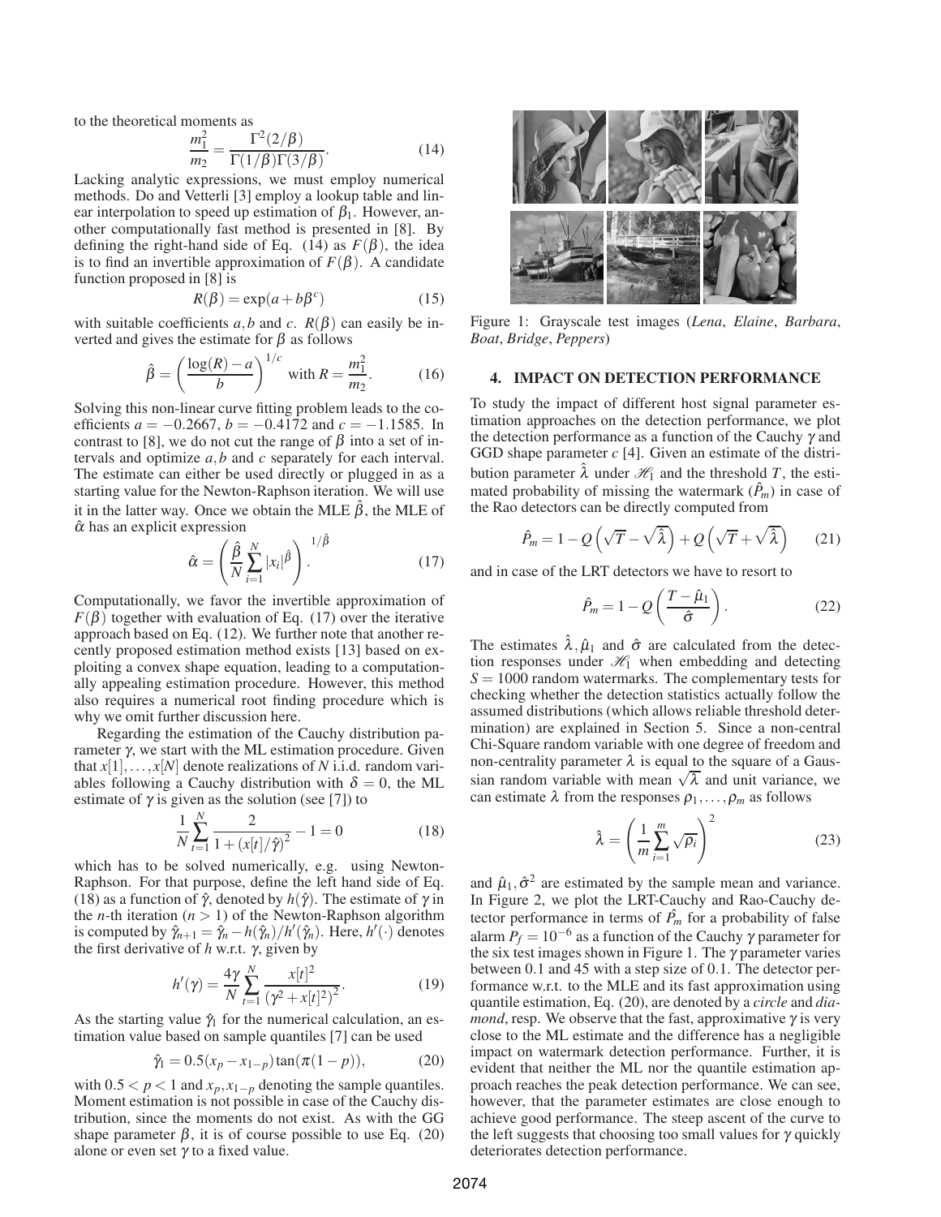to the theoretical moments as

$$\frac{m_1^2}{m_2} = \frac{\Gamma^2(2/\beta)}{\Gamma(1/\beta)\Gamma(3/\beta)}. \tag{14}$$

Lacking analytic expressions, we must employ numerical methods. Do and Vetterli [3] employ a lookup table and linear interpolation to speed up estimation of $\beta_1$. However, another computationally fast method is presented in [8]. By defining the right-hand side of Eq. (14) as $F(\beta)$, the idea is to find an invertible approximation of $F(\beta)$. A candidate function proposed in [8] is

$$R(\beta) = \exp(a + b\beta^c) \tag{15}$$

with suitable coefficients $a, b$ and $c$. $R(\beta)$ can easily be inverted and gives the estimate for $\beta$ as follows

$$\hat{\beta} = \left(\frac{\log(R) - a}{b}\right)^{1/c} \text{ with } R = \frac{m_1^2}{m_2}. \tag{16}$$

Solving this non-linear curve fitting problem leads to the coefficients $a = -0.2667$, $b = -0.4172$ and $c = -1.1585$. In contrast to [8], we do not cut the range of $\beta$ into a set of intervals and optimize $a, b$ and $c$ separately for each interval. The estimate can either be used directly or plugged in as a starting value for the Newton-Raphson iteration. We will use it in the latter way. Once we obtain the MLE $\hat{\beta}$, the MLE of $\hat{\alpha}$ has an explicit expression

$$\hat{\alpha} = \left(\frac{\hat{\beta}}{N}\sum_{i=1}^{N}|x_i|^{\hat{\beta}}\right)^{1/\hat{\beta}}. \tag{17}$$

Computationally, we favor the invertible approximation of $F(\beta)$ together with evaluation of Eq. (17) over the iterative approach based on Eq. (12). We further note that another recently proposed estimation method exists [13] based on exploiting a convex shape equation, leading to a computationally appealing estimation procedure. However, this method also requires a numerical root finding procedure which is why we omit further discussion here.

Regarding the estimation of the Cauchy distribution parameter $\gamma$, we start with the ML estimation procedure. Given that $x[1], \ldots, x[N]$ denote realizations of $N$ i.i.d. random variables following a Cauchy distribution with $\delta = 0$, the ML estimate of $\gamma$ is given as the solution (see [7]) to

$$\frac{1}{N}\sum_{t=1}^{N}\frac{2}{1 + (x[t]/\hat{\gamma})^2} - 1 = 0 \tag{18}$$

which has to be solved numerically, e.g. using Newton-Raphson. For that purpose, define the left hand side of Eq. (18) as a function of $\hat{\gamma}$, denoted by $h(\hat{\gamma})$. The estimate of $\gamma$ in the $n$-th iteration ($n > 1$) of the Newton-Raphson algorithm is computed by $\hat{\gamma}_{n+1} = \hat{\gamma}_n - h(\hat{\gamma}_n)/h'(\hat{\gamma}_n)$. Here, $h'(\cdot)$ denotes the first derivative of $h$ w.r.t. $\gamma$, given by

$$h'(\gamma) = \frac{4\gamma}{N}\sum_{t=1}^{N}\frac{x[t]^2}{(\gamma^2 + x[t]^2)^2}. \tag{19}$$

As the starting value $\hat{\gamma}_1$ for the numerical calculation, an estimation value based on sample quantiles [7] can be used

$$\hat{\gamma}_1 = 0.5(x_p - x_{1-p})\tan(\pi(1-p)), \tag{20}$$

with $0.5 < p < 1$ and $x_p, x_{1-p}$ denoting the sample quantiles. Moment estimation is not possible in case of the Cauchy distribution, since the moments do not exist. As with the GG shape parameter $\beta$, it is of course possible to use Eq. (20) alone or even set $\gamma$ to a fixed value.

Figure 1: Grayscale test images (*Lena*, *Elaine*, *Barbara*, *Boat*, *Bridge*, *Peppers*)

## 4. IMPACT ON DETECTION PERFORMANCE

To study the impact of different host signal parameter estimation approaches on the detection performance, we plot the detection performance as a function of the Cauchy $\gamma$ and GGD shape parameter $c$ [4]. Given an estimate of the distribution parameter $\hat{\lambda}$ under $\mathscr{H}_1$ and the threshold $T$, the estimated probability of missing the watermark ($\hat{P}_m$) in case of the Rao detectors can be directly computed from

$$\hat{P}_m = 1 - Q\left(\sqrt{T} - \sqrt{\hat{\lambda}}\right) + Q\left(\sqrt{T} + \sqrt{\hat{\lambda}}\right) \tag{21}$$

and in case of the LRT detectors we have to resort to

$$\hat{P}_m = 1 - Q\left(\frac{T - \hat{\mu}_1}{\hat{\sigma}}\right). \tag{22}$$

The estimates $\hat{\lambda}, \hat{\mu}_1$ and $\hat{\sigma}$ are calculated from the detection responses under $\mathscr{H}_1$ when embedding and detecting $S = 1000$ random watermarks. The complementary tests for checking whether the detection statistics actually follow the assumed distributions (which allows reliable threshold determination) are explained in Section 5. Since a non-central Chi-Square random variable with one degree of freedom and non-centrality parameter $\lambda$ is equal to the square of a Gaussian random variable with mean $\sqrt{\lambda}$ and unit variance, we can estimate $\lambda$ from the responses $\rho_1, \ldots, \rho_m$ as follows

$$\hat{\lambda} = \left(\frac{1}{m}\sum_{i=1}^{m}\sqrt{\rho_i}\right)^2 \tag{23}$$

and $\hat{\mu}_1, \hat{\sigma}^2$ are estimated by the sample mean and variance. In Figure 2, we plot the LRT-Cauchy and Rao-Cauchy detector performance in terms of $\hat{P}_m$ for a probability of false alarm $P_f = 10^{-6}$ as a function of the Cauchy $\gamma$ parameter for the six test images shown in Figure 1. The $\gamma$ parameter varies between 0.1 and 45 with a step size of 0.1. The detector performance w.r.t. to the MLE and its fast approximation using quantile estimation, Eq. (20), are denoted by a *circle* and *diamond*, resp. We observe that the fast, approximative $\gamma$ is very close to the ML estimate and the difference has a negligible impact on watermark detection performance. Further, it is evident that neither the ML nor the quantile estimation approach reaches the peak detection performance. We can see, however, that the parameter estimates are close enough to achieve good performance. The steep ascent of the curve to the left suggests that choosing too small values for $\gamma$ quickly deteriorates detection performance.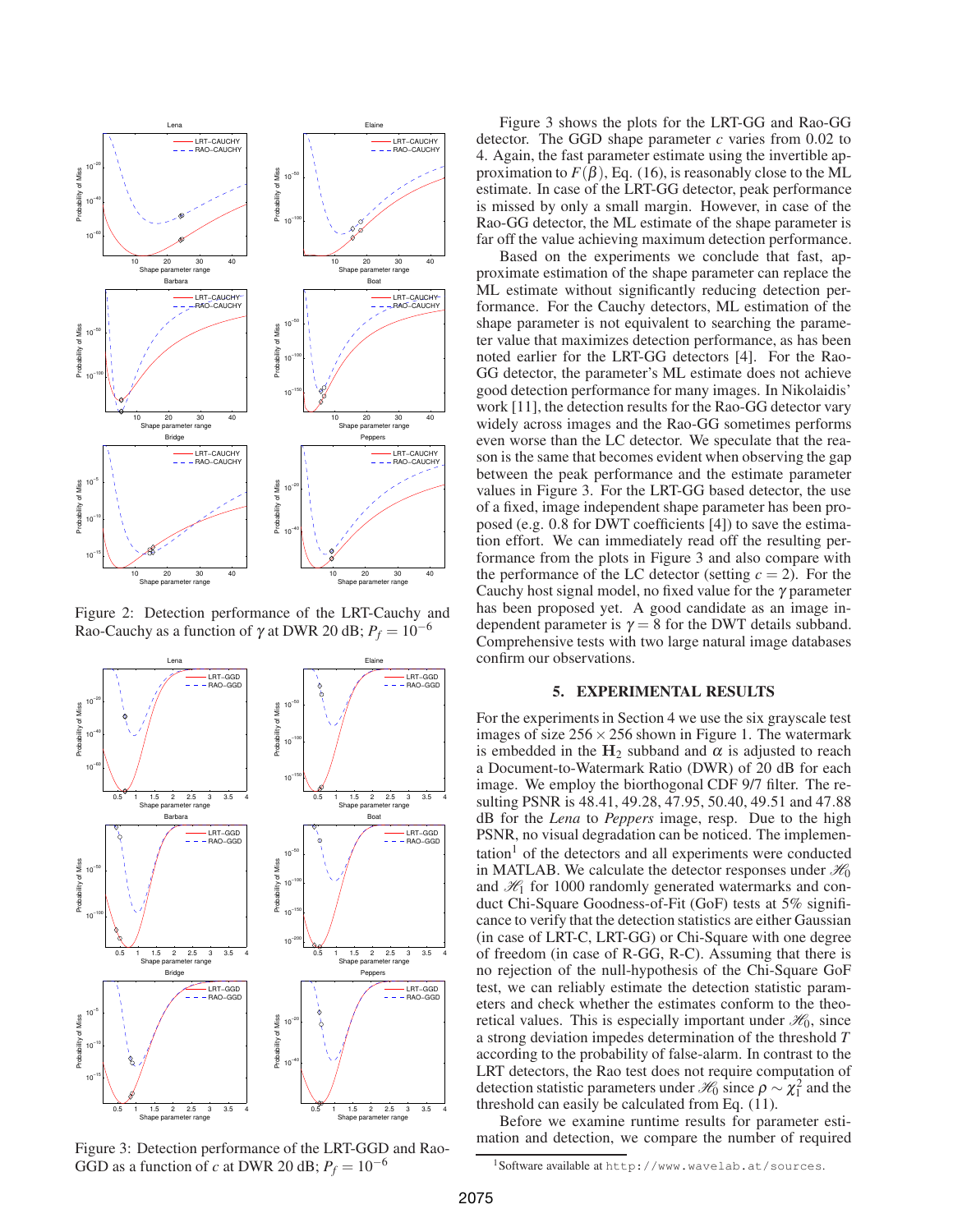Figure 2: Detection performance of the LRT-Cauchy and Rao-Cauchy as a function of $\gamma$ at DWR 20 dB; $P_f = 10^{-6}$

Figure 3: Detection performance of the LRT-GGD and Rao-GGD as a function of $c$ at DWR 20 dB; $P_f = 10^{-6}$

Figure 3 shows the plots for the LRT-GG and Rao-GG detector. The GGD shape parameter $c$ varies from 0.02 to 4. Again, the fast parameter estimate using the invertible approximation to $F(\beta)$, Eq. (16), is reasonably close to the ML estimate. In case of the LRT-GG detector, peak performance is missed by only a small margin. However, in case of the Rao-GG detector, the ML estimate of the shape parameter is far off the value achieving maximum detection performance.

Based on the experiments we conclude that fast, approximate estimation of the shape parameter can replace the ML estimate without significantly reducing detection performance. For the Cauchy detectors, ML estimation of the shape parameter is not equivalent to searching the parameter value that maximizes detection performance, as has been noted earlier for the LRT-GG detectors [4]. For the Rao-GG detector, the parameter's ML estimate does not achieve good detection performance for many images. In Nikolaidis' work [11], the detection results for the Rao-GG detector vary widely across images and the Rao-GG sometimes performs even worse than the LC detector. We speculate that the reason is the same that becomes evident when observing the gap between the peak performance and the estimate parameter values in Figure 3. For the LRT-GG based detector, the use of a fixed, image independent shape parameter has been proposed (e.g. 0.8 for DWT coefficients [4]) to save the estimation effort. We can immediately read off the resulting performance from the plots in Figure 3 and also compare with the performance of the LC detector (setting $c = 2$). For the Cauchy host signal model, no fixed value for the $\gamma$ parameter has been proposed yet. A good candidate as an image independent parameter is $\gamma = 8$ for the DWT details subband. Comprehensive tests with two large natural image databases confirm our observations.

## 5. EXPERIMENTAL RESULTS

For the experiments in Section 4 we use the six grayscale test images of size $256 \times 256$ shown in Figure 1. The watermark is embedded in the $\mathbf{H}_2$ subband and $\alpha$ is adjusted to reach a Document-to-Watermark Ratio (DWR) of 20 dB for each image. We employ the biorthogonal CDF 9/7 filter. The resulting PSNR is 48.41, 49.28, 47.95, 50.40, 49.51 and 47.88 dB for the *Lena* to *Peppers* image, resp. Due to the high PSNR, no visual degradation can be noticed. The implementation[1] of the detectors and all experiments were conducted in MATLAB. We calculate the detector responses under $\mathscr{H}_0$ and $\mathscr{H}_1$ for 1000 randomly generated watermarks and conduct Chi-Square Goodness-of-Fit (GoF) tests at 5% significance to verify that the detection statistics are either Gaussian (in case of LRT-C, LRT-GG) or Chi-Square with one degree of freedom (in case of R-GG, R-C). Assuming that there is no rejection of the null-hypothesis of the Chi-Square GoF test, we can reliably estimate the detection statistic parameters and check whether the estimates conform to the theoretical values. This is especially important under $\mathscr{H}_0$, since a strong deviation impedes determination of the threshold $T$ according to the probability of false-alarm. In contrast to the LRT detectors, the Rao test does not require computation of detection statistic parameters under $\mathscr{H}_0$ since $\rho \sim \chi_1^2$ and the threshold can easily be calculated from Eq. (11).

Before we examine runtime results for parameter estimation and detection, we compare the number of required

[1] Software available at `http://www.wavelab.at/sources`.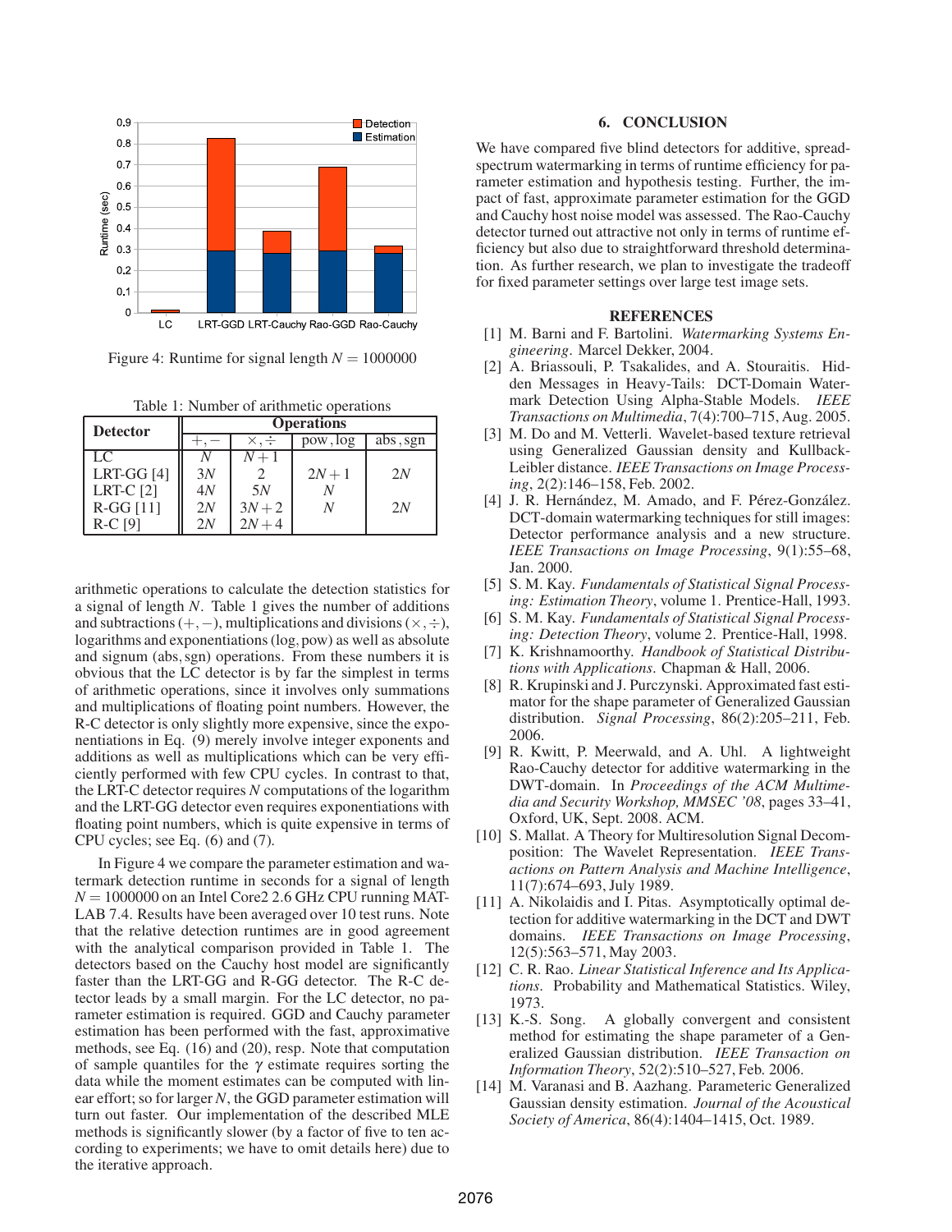0.9
0.8
0.7
0.6
0.5
0.4
0.3
0.2
0.1
0
Runtime (sec)
Detection
Estimation
LC
LRT-GGD
LRT-Cauchy
Rao-GGD
Rao-Cauchy

Figure 4: Runtime for signal length $N = 1000000$

Table 1: Number of arithmetic operations

| Detector | Operations | | | |
|---|---|---|---|---|
| | $+,-$ | $\times,\div$ | pow, log | abs, sgn |
| LC | $N$ | $N+1$ | | |
| LRT-GG [4] | $3N$ | 2 | $2N+1$ | $2N$ |
| LRT-C [2] | $4N$ | $5N$ | $N$ | |
| R-GG [11] | $2N$ | $3N+2$ | $N$ | $2N$ |
| R-C [9] | $2N$ | $2N+4$ | | |

arithmetic operations to calculate the detection statistics for a signal of length $N$. Table 1 gives the number of additions and subtractions $(+,-)$, multiplications and divisions $(\times,\div)$, logarithms and exponentiations (log, pow) as well as absolute and signum (abs, sgn) operations. From these numbers it is obvious that the LC detector is by far the simplest in terms of arithmetic operations, since it involves only summations and multiplications of floating point numbers. However, the R-C detector is only slightly more expensive, since the exponentiations in Eq. (9) merely involve integer exponents and additions as well as multiplications which can be very efficiently performed with few CPU cycles. In contrast to that, the LRT-C detector requires $N$ computations of the logarithm and the LRT-GG detector even requires exponentiations with floating point numbers, which is quite expensive in terms of CPU cycles; see Eq. (6) and (7).

In Figure 4 we compare the parameter estimation and watermark detection runtime in seconds for a signal of length $N = 1000000$ on an Intel Core2 2.6 GHz CPU running MATLAB 7.4. Results have been averaged over 10 test runs. Note that the relative detection runtimes are in good agreement with the analytical comparison provided in Table 1. The detectors based on the Cauchy host model are significantly faster than the LRT-GG and R-GG detector. The R-C detector leads by a small margin. For the LC detector, no parameter estimation is required. GGD and Cauchy parameter estimation has been performed with the fast, approximative methods, see Eq. (16) and (20), resp. Note that computation of sample quantiles for the $\gamma$ estimate requires sorting the data while the moment estimates can be computed with linear effort; so for larger $N$, the GGD parameter estimation will turn out faster. Our implementation of the described MLE methods is significantly slower (by a factor of five to ten according to experiments; we have to omit details here) due to the iterative approach.

## 6. CONCLUSION

We have compared five blind detectors for additive, spread-spectrum watermarking in terms of runtime efficiency for parameter estimation and hypothesis testing. Further, the impact of fast, approximate parameter estimation for the GGD and Cauchy host noise model was assessed. The Rao-Cauchy detector turned out attractive not only in terms of runtime efficiency but also due to straightforward threshold determination. As further research, we plan to investigate the tradeoff for fixed parameter settings over large test image sets.

## REFERENCES

[1] M. Barni and F. Bartolini. *Watermarking Systems Engineering*. Marcel Dekker, 2004.

[2] A. Briassouli, P. Tsakalides, and A. Stouraitis. Hidden Messages in Heavy-Tails: DCT-Domain Watermark Detection Using Alpha-Stable Models. *IEEE Transactions on Multimedia*, 7(4):700–715, Aug. 2005.

[3] M. Do and M. Vetterli. Wavelet-based texture retrieval using Generalized Gaussian density and Kullback-Leibler distance. *IEEE Transactions on Image Processing*, 2(2):146–158, Feb. 2002.

[4] J. R. Hernández, M. Amado, and F. Pérez-González. DCT-domain watermarking techniques for still images: Detector performance analysis and a new structure. *IEEE Transactions on Image Processing*, 9(1):55–68, Jan. 2000.

[5] S. M. Kay. *Fundamentals of Statistical Signal Processing: Estimation Theory*, volume 1. Prentice-Hall, 1993.

[6] S. M. Kay. *Fundamentals of Statistical Signal Processing: Detection Theory*, volume 2. Prentice-Hall, 1998.

[7] K. Krishnamoorthy. *Handbook of Statistical Distributions with Applications*. Chapman & Hall, 2006.

[8] R. Krupinski and J. Purczynski. Approximated fast estimator for the shape parameter of Generalized Gaussian distribution. *Signal Processing*, 86(2):205–211, Feb. 2006.

[9] R. Kwitt, P. Meerwald, and A. Uhl. A lightweight Rao-Cauchy detector for additive watermarking in the DWT-domain. In *Proceedings of the ACM Multimedia and Security Workshop, MMSEC '08*, pages 33–41, Oxford, UK, Sept. 2008. ACM.

[10] S. Mallat. A Theory for Multiresolution Signal Decomposition: The Wavelet Representation. *IEEE Transactions on Pattern Analysis and Machine Intelligence*, 11(7):674–693, July 1989.

[11] A. Nikolaidis and I. Pitas. Asymptotically optimal detection for additive watermarking in the DCT and DWT domains. *IEEE Transactions on Image Processing*, 12(5):563–571, May 2003.

[12] C. R. Rao. *Linear Statistical Inference and Its Applications*. Probability and Mathematical Statistics. Wiley, 1973.

[13] K.-S. Song. A globally convergent and consistent method for estimating the shape parameter of a Generalized Gaussian distribution. *IEEE Transaction on Information Theory*, 52(2):510–527, Feb. 2006.

[14] M. Varanasi and B. Aazhang. Parametric Generalized Gaussian density estimation. *Journal of the Acoustical Society of America*, 86(4):1404–1415, Oct. 1989.